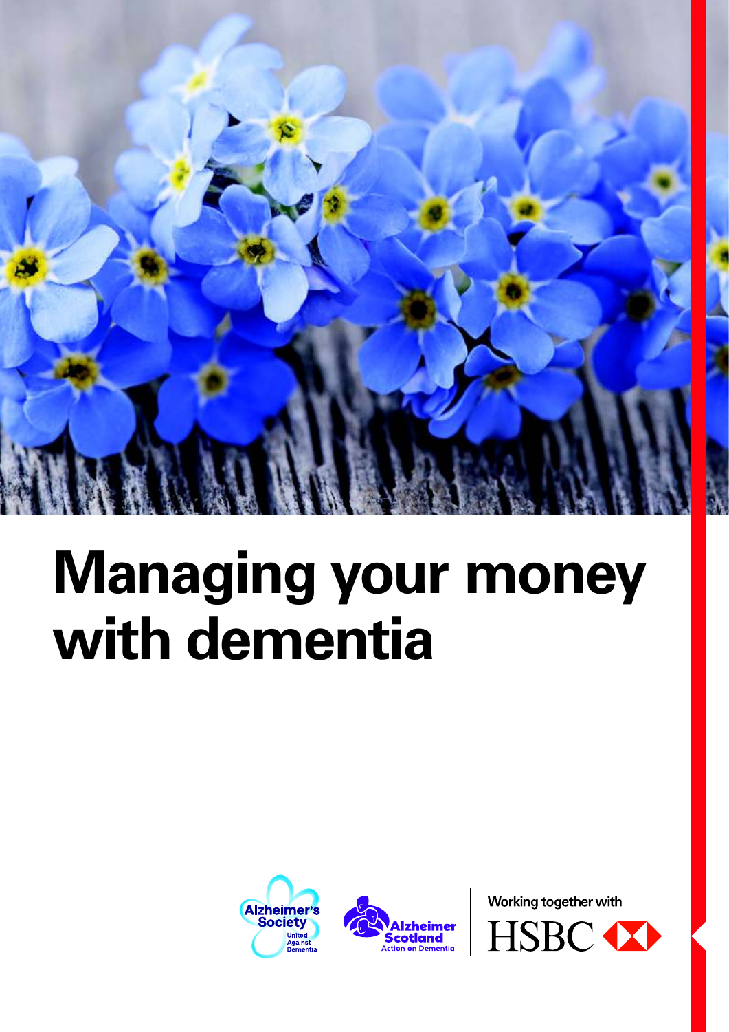# Managing your money with dementia

Alzheimer's Society United Against Dementia

Alzheimer Scotland Action on Dementia

Working together with HSBC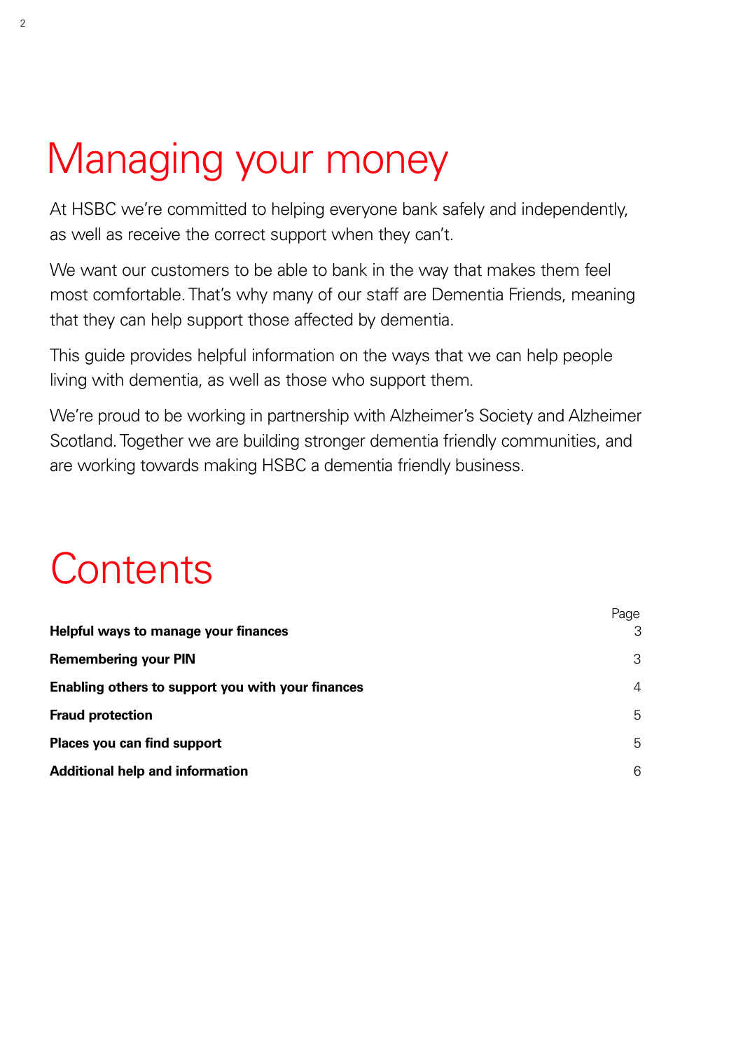# Managing your money

At HSBC we're committed to helping everyone bank safely and independently, as well as receive the correct support when they can't.

We want our customers to be able to bank in the way that makes them feel most comfortable. That's why many of our staff are Dementia Friends, meaning that they can help support those affected by dementia.

This guide provides helpful information on the ways that we can help people living with dementia, as well as those who support them.

We're proud to be working in partnership with Alzheimer's Society and Alzheimer Scotland. Together we are building stronger dementia friendly communities, and are working towards making HSBC a dementia friendly business.

# Contents

| | Page |
|---|---|
| **Helpful ways to manage your finances** | 3 |
| **Remembering your PIN** | 3 |
| **Enabling others to support you with your finances** | 4 |
| **Fraud protection** | 5 |
| **Places you can find support** | 5 |
| **Additional help and information** | 6 |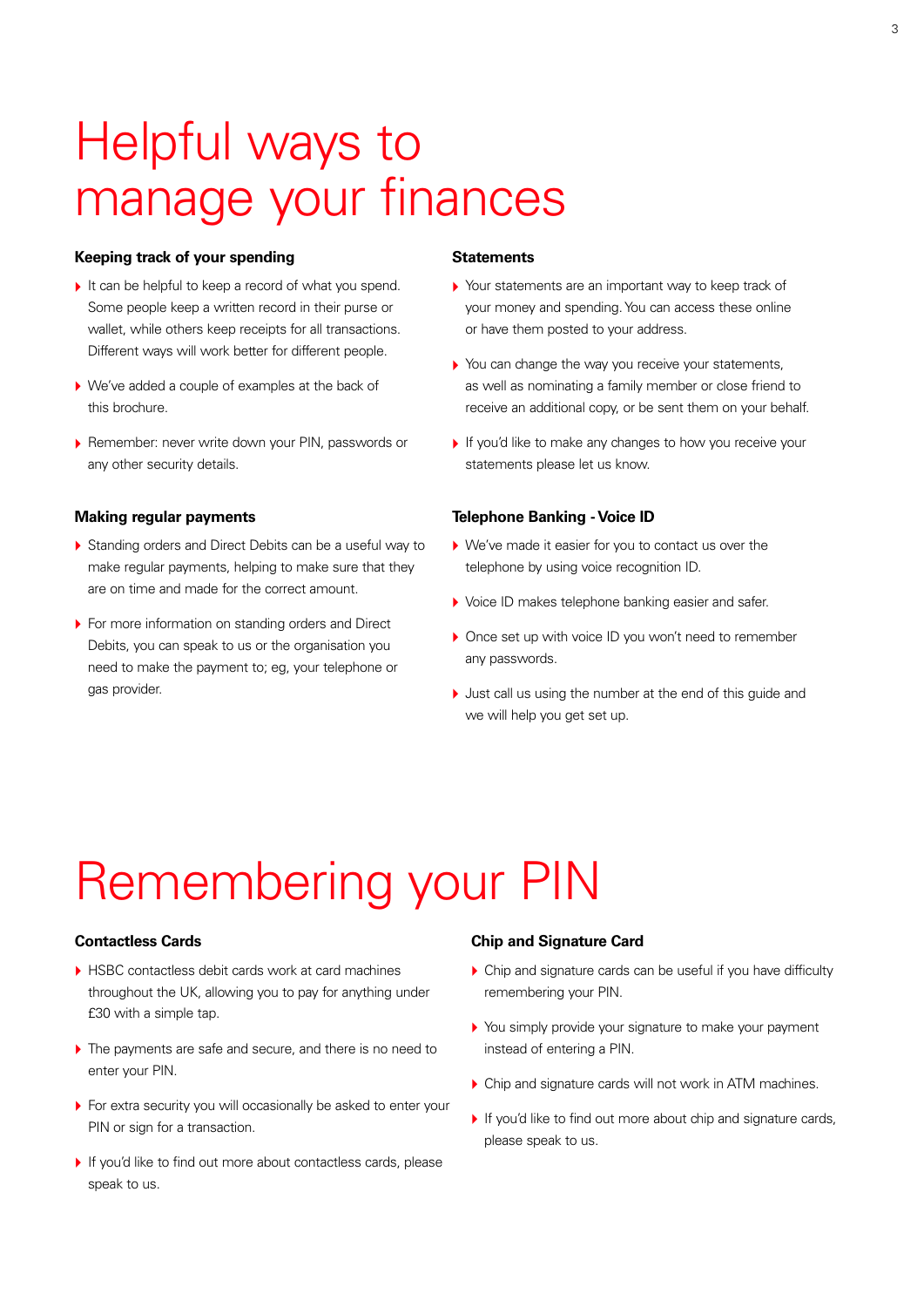# Helpful ways to manage your finances

### Keeping track of your spending

- It can be helpful to keep a record of what you spend. Some people keep a written record in their purse or wallet, while others keep receipts for all transactions. Different ways will work better for different people.
- We've added a couple of examples at the back of this brochure.
- Remember: never write down your PIN, passwords or any other security details.

### Making regular payments

- Standing orders and Direct Debits can be a useful way to make regular payments, helping to make sure that they are on time and made for the correct amount.
- For more information on standing orders and Direct Debits, you can speak to us or the organisation you need to make the payment to; eg, your telephone or gas provider.

### Statements

- Your statements are an important way to keep track of your money and spending. You can access these online or have them posted to your address.
- You can change the way you receive your statements, as well as nominating a family member or close friend to receive an additional copy, or be sent them on your behalf.
- If you'd like to make any changes to how you receive your statements please let us know.

### Telephone Banking - Voice ID

- We've made it easier for you to contact us over the telephone by using voice recognition ID.
- Voice ID makes telephone banking easier and safer.
- Once set up with voice ID you won't need to remember any passwords.
- Just call us using the number at the end of this guide and we will help you get set up.

# Remembering your PIN

### Contactless Cards

- HSBC contactless debit cards work at card machines throughout the UK, allowing you to pay for anything under £30 with a simple tap.
- The payments are safe and secure, and there is no need to enter your PIN.
- For extra security you will occasionally be asked to enter your PIN or sign for a transaction.
- If you'd like to find out more about contactless cards, please speak to us.

### Chip and Signature Card

- Chip and signature cards can be useful if you have difficulty remembering your PIN.
- You simply provide your signature to make your payment instead of entering a PIN.
- Chip and signature cards will not work in ATM machines.
- If you'd like to find out more about chip and signature cards, please speak to us.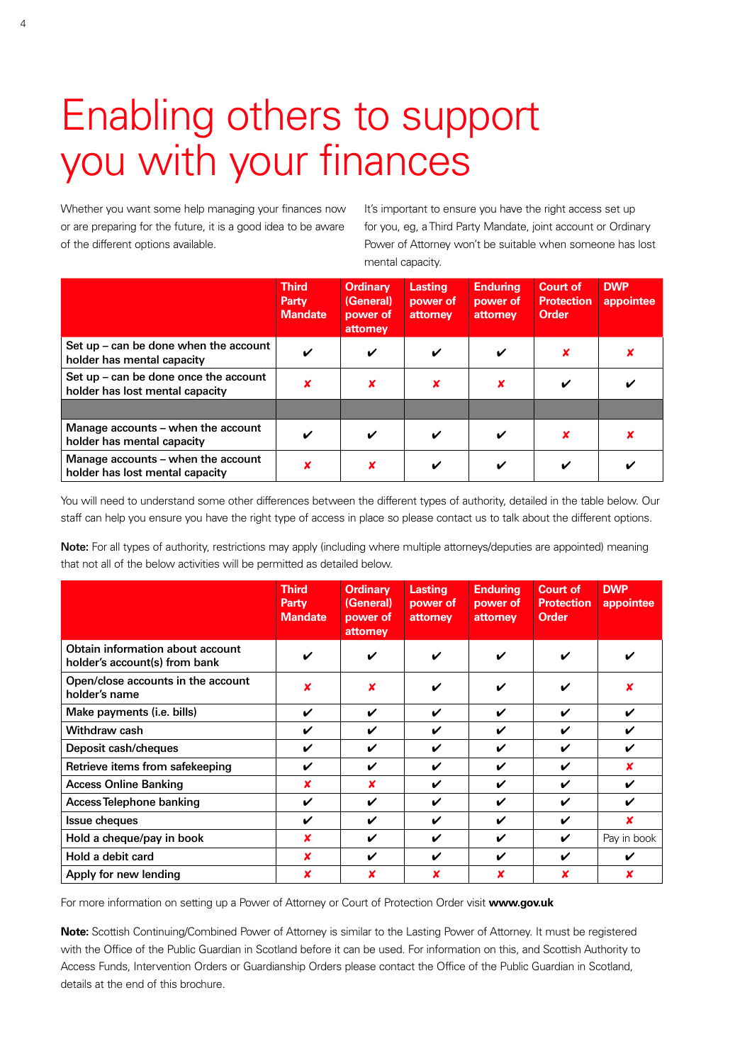# Enabling others to support you with your finances

Whether you want some help managing your finances now or are preparing for the future, it is a good idea to be aware of the different options available.

It's important to ensure you have the right access set up for you, eg, a Third Party Mandate, joint account or Ordinary Power of Attorney won't be suitable when someone has lost mental capacity.

| | Third Party Mandate | Ordinary (General) power of attorney | Lasting power of attorney | Enduring power of attorney | Court of Protection Order | DWP appointee |
|---|---|---|---|---|---|---|
| Set up – can be done when the account holder has mental capacity | ✔ | ✔ | ✔ | ✔ | ✘ | ✘ |
| Set up – can be done once the account holder has lost mental capacity | ✘ | ✘ | ✘ | ✘ | ✔ | ✔ |
| | | | | | | |
| Manage accounts – when the account holder has mental capacity | ✔ | ✔ | ✔ | ✔ | ✘ | ✘ |
| Manage accounts – when the account holder has lost mental capacity | ✘ | ✘ | ✔ | ✔ | ✔ | ✔ |

You will need to understand some other differences between the different types of authority, detailed in the table below. Our staff can help you ensure you have the right type of access in place so please contact us to talk about the different options.

**Note:** For all types of authority, restrictions may apply (including where multiple attorneys/deputies are appointed) meaning that not all of the below activities will be permitted as detailed below.

| | Third Party Mandate | Ordinary (General) power of attorney | Lasting power of attorney | Enduring power of attorney | Court of Protection Order | DWP appointee |
|---|---|---|---|---|---|---|
| Obtain information about account holder's account(s) from bank | ✔ | ✔ | ✔ | ✔ | ✔ | ✔ |
| Open/close accounts in the account holder's name | ✘ | ✘ | ✔ | ✔ | ✔ | ✘ |
| Make payments (i.e. bills) | ✔ | ✔ | ✔ | ✔ | ✔ | ✔ |
| Withdraw cash | ✔ | ✔ | ✔ | ✔ | ✔ | ✔ |
| Deposit cash/cheques | ✔ | ✔ | ✔ | ✔ | ✔ | ✔ |
| Retrieve items from safekeeping | ✔ | ✔ | ✔ | ✔ | ✔ | ✘ |
| Access Online Banking | ✘ | ✘ | ✔ | ✔ | ✔ | ✔ |
| Access Telephone banking | ✔ | ✔ | ✔ | ✔ | ✔ | ✔ |
| Issue cheques | ✔ | ✔ | ✔ | ✔ | ✔ | ✘ |
| Hold a cheque/pay in book | ✘ | ✔ | ✔ | ✔ | ✔ | Pay in book |
| Hold a debit card | ✘ | ✔ | ✔ | ✔ | ✔ | ✔ |
| Apply for new lending | ✘ | ✘ | ✘ | ✘ | ✘ | ✘ |

For more information on setting up a Power of Attorney or Court of Protection Order visit **www.gov.uk**

**Note:** Scottish Continuing/Combined Power of Attorney is similar to the Lasting Power of Attorney. It must be registered with the Office of the Public Guardian in Scotland before it can be used. For information on this, and Scottish Authority to Access Funds, Intervention Orders or Guardianship Orders please contact the Office of the Public Guardian in Scotland, details at the end of this brochure.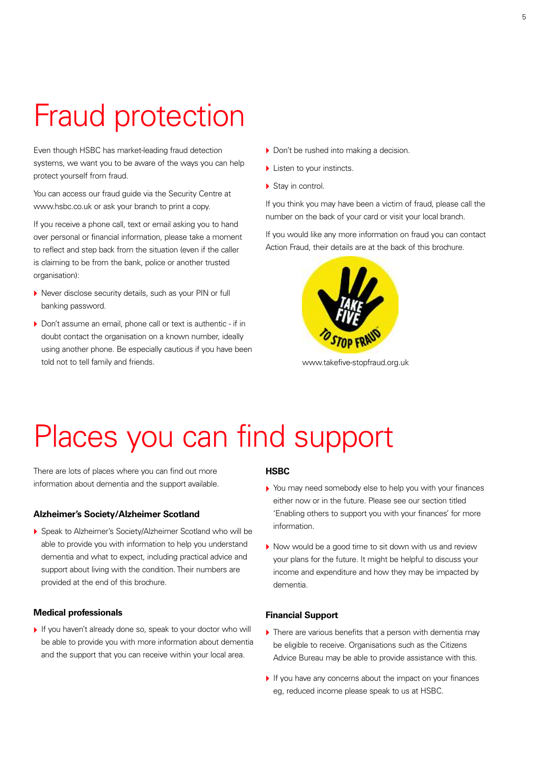# Fraud protection

Even though HSBC has market-leading fraud detection systems, we want you to be aware of the ways you can help protect yourself from fraud.

You can access our fraud guide via the Security Centre at www.hsbc.co.uk or ask your branch to print a copy.

If you receive a phone call, text or email asking you to hand over personal or financial information, please take a moment to reflect and step back from the situation (even if the caller is claiming to be from the bank, police or another trusted organisation):

- Never disclose security details, such as your PIN or full banking password.
- Don't assume an email, phone call or text is authentic - if in doubt contact the organisation on a known number, ideally using another phone. Be especially cautious if you have been told not to tell family and friends.
- Don't be rushed into making a decision.
- Listen to your instincts.
- Stay in control.

If you think you may have been a victim of fraud, please call the number on the back of your card or visit your local branch.

If you would like any more information on fraud you can contact Action Fraud, their details are at the back of this brochure.

TAKE FIVE TO STOP FRAUD

www.takefive-stopfraud.org.uk

# Places you can find support

There are lots of places where you can find out more information about dementia and the support available.

### Alzheimer's Society/Alzheimer Scotland

- Speak to Alzheimer's Society/Alzheimer Scotland who will be able to provide you with information to help you understand dementia and what to expect, including practical advice and support about living with the condition. Their numbers are provided at the end of this brochure.

### Medical professionals

- If you haven't already done so, speak to your doctor who will be able to provide you with more information about dementia and the support that you can receive within your local area.

### HSBC

- You may need somebody else to help you with your finances either now or in the future. Please see our section titled 'Enabling others to support you with your finances' for more information.
- Now would be a good time to sit down with us and review your plans for the future. It might be helpful to discuss your income and expenditure and how they may be impacted by dementia.

### Financial Support

- There are various benefits that a person with dementia may be eligible to receive. Organisations such as the Citizens Advice Bureau may be able to provide assistance with this.
- If you have any concerns about the impact on your finances eg, reduced income please speak to us at HSBC.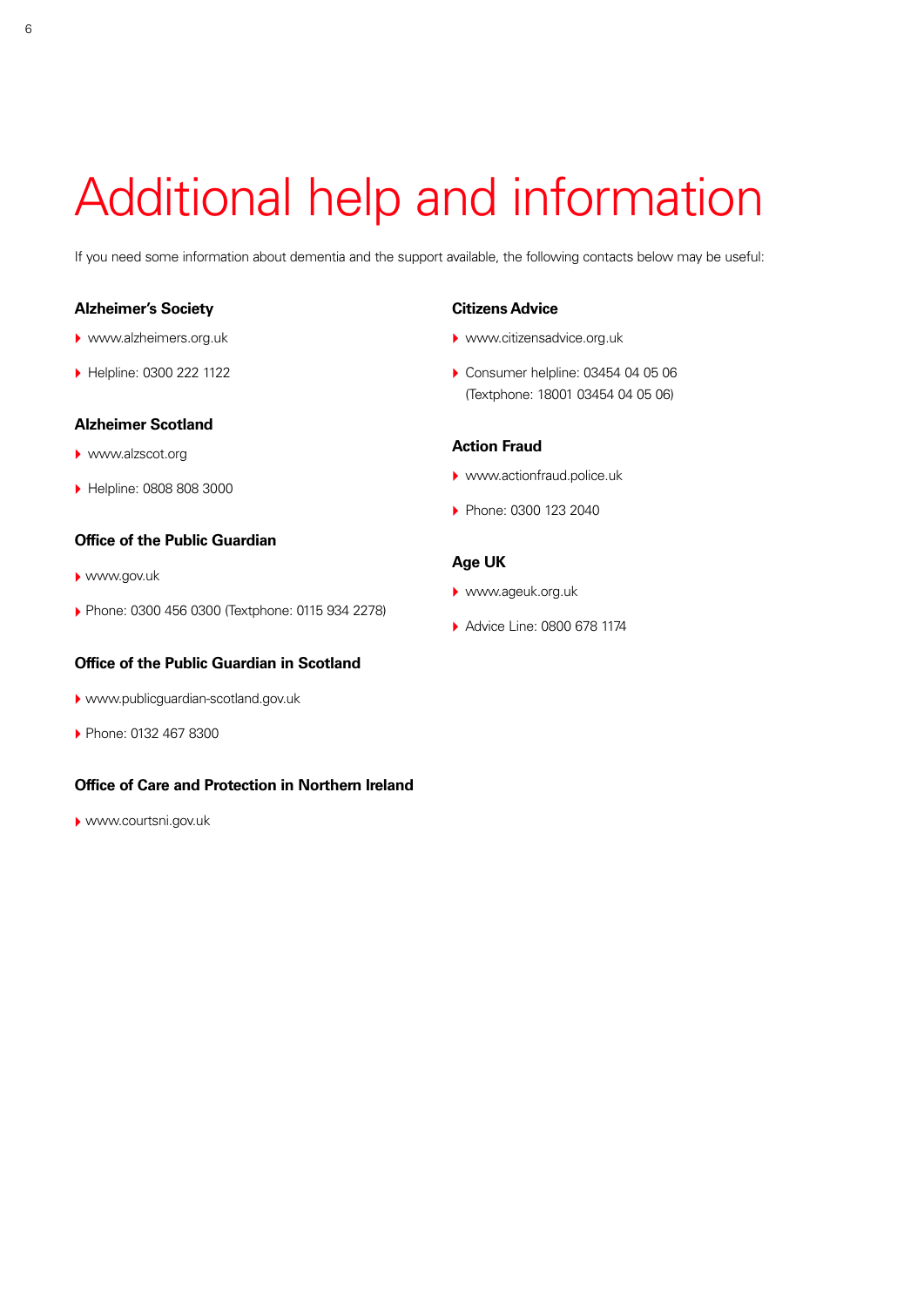# Additional help and information

If you need some information about dementia and the support available, the following contacts below may be useful:

**Alzheimer's Society**

- www.alzheimers.org.uk
- Helpline: 0300 222 1122

**Alzheimer Scotland**

- www.alzscot.org
- Helpline: 0808 808 3000

**Office of the Public Guardian**

- www.gov.uk
- Phone: 0300 456 0300 (Textphone: 0115 934 2278)

**Office of the Public Guardian in Scotland**

- www.publicguardian-scotland.gov.uk
- Phone: 0132 467 8300

**Office of Care and Protection in Northern Ireland**

- www.courtsni.gov.uk

**Citizens Advice**

- www.citizensadvice.org.uk
- Consumer helpline: 03454 04 05 06 (Textphone: 18001 03454 04 05 06)

**Action Fraud**

- www.actionfraud.police.uk
- Phone: 0300 123 2040

**Age UK**

- www.ageuk.org.uk
- Advice Line: 0800 678 1174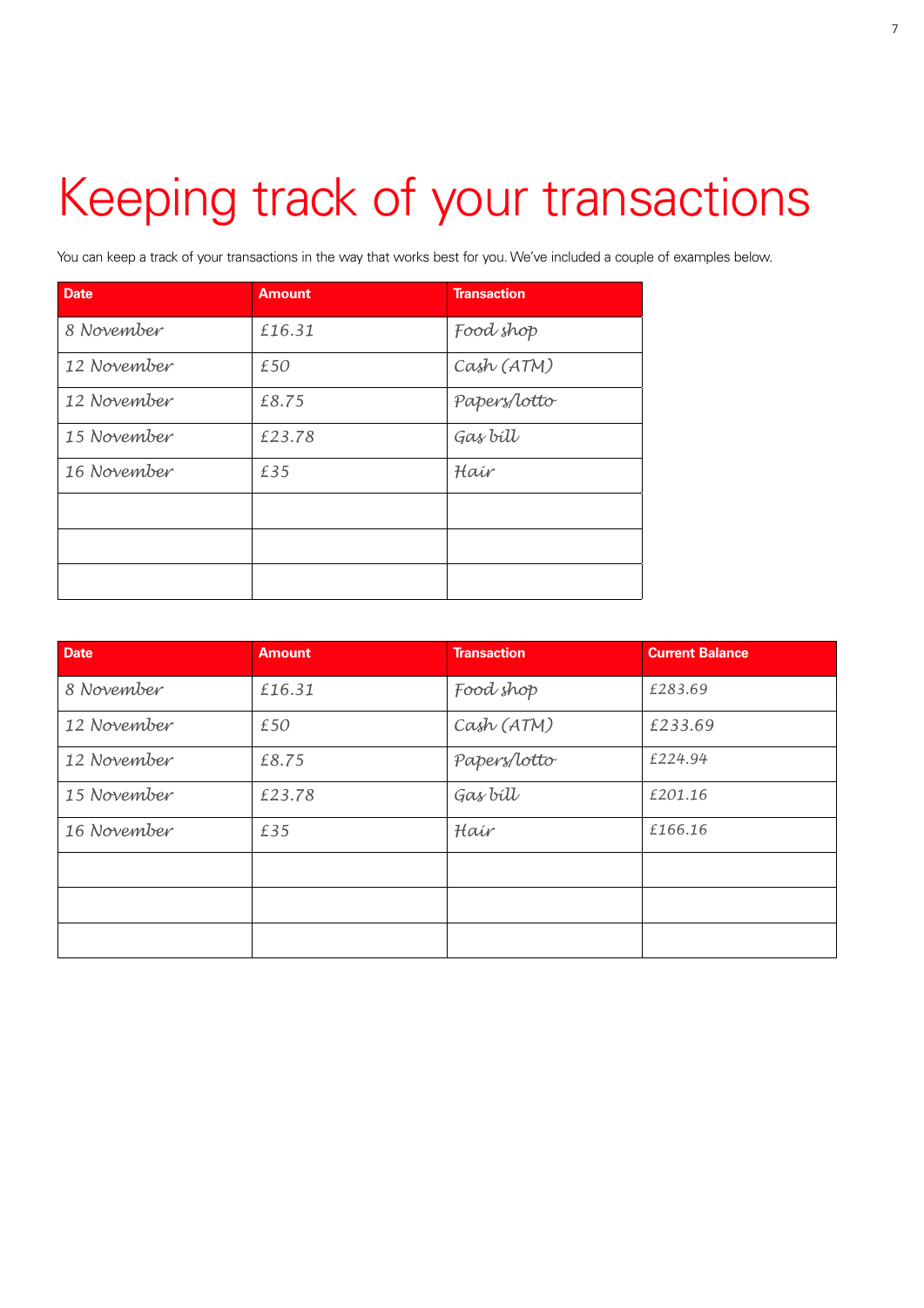# Keeping track of your transactions

You can keep a track of your transactions in the way that works best for you. We've included a couple of examples below.

| Date | Amount | Transaction |
| --- | --- | --- |
| 8 November | £16.31 | Food shop |
| 12 November | £50 | Cash (ATM) |
| 12 November | £8.75 | Papers/lotto |
| 15 November | £23.78 | Gas bill |
| 16 November | £35 | Hair |
| | | |
| | | |
| | | |

| Date | Amount | Transaction | Current Balance |
| --- | --- | --- | --- |
| 8 November | £16.31 | Food shop | £283.69 |
| 12 November | £50 | Cash (ATM) | £233.69 |
| 12 November | £8.75 | Papers/lotto | £224.94 |
| 15 November | £23.78 | Gas bill | £201.16 |
| 16 November | £35 | Hair | £166.16 |
| | | | |
| | | | |
| | | | |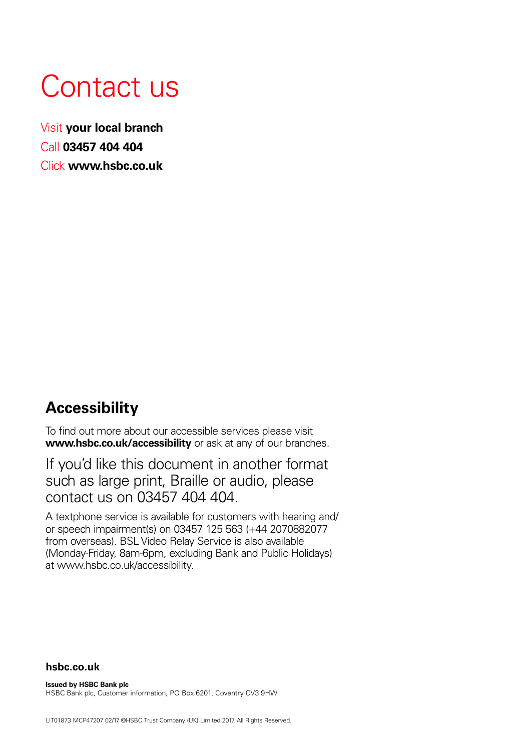# Contact us

Visit **your local branch**
Call **03457 404 404**
Click **www.hsbc.co.uk**

## Accessibility

To find out more about our accessible services please visit **www.hsbc.co.uk/accessibility** or ask at any of our branches.

If you'd like this document in another format such as large print, Braille or audio, please contact us on 03457 404 404.

A textphone service is available for customers with hearing and/or speech impairment(s) on 03457 125 563 (+44 2070882077 from overseas). BSL Video Relay Service is also available (Monday-Friday, 8am-6pm, excluding Bank and Public Holidays) at www.hsbc.co.uk/accessibility.

**hsbc.co.uk**

**Issued by HSBC Bank plc**
HSBC Bank plc, Customer information, PO Box 6201, Coventry CV3 9HW

LIT01873 MCP47207 02/17 ©HSBC Trust Company (UK) Limited 2017. All Rights Reserved.